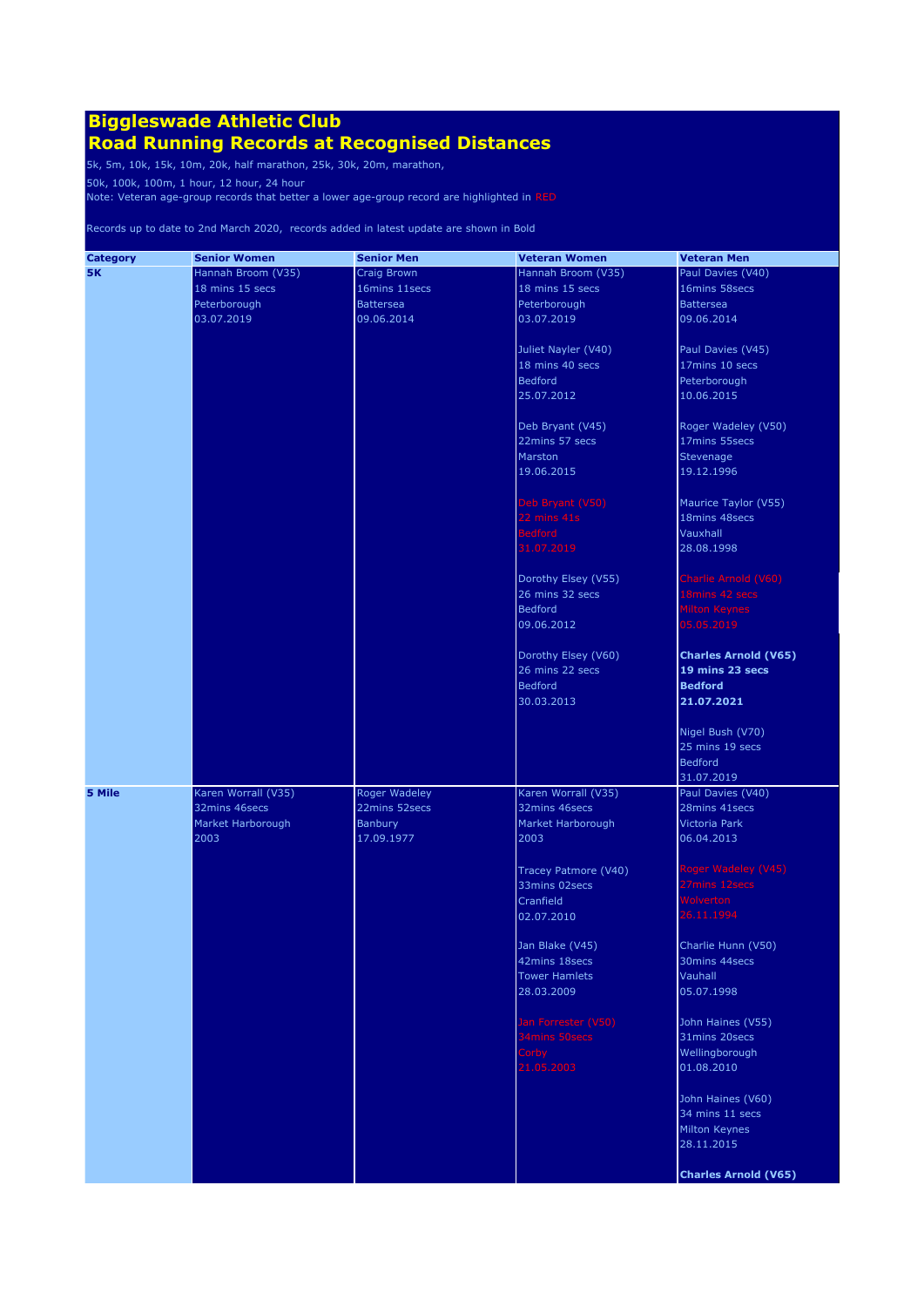# Biggleswade Athletic Club
# Road Running Records at Recognised Distances

5k, 5m, 10k, 15k, 10m, 20k, half marathon, 25k, 30k, 20m, marathon,

50k, 100k, 100m, 1 hour, 12 hour, 24 hour

Note: Veteran age-group records that better a lower age-group record are highlighted in RED

Records up to date to 2nd March 2020, records added in latest update are shown in Bold

| Category | Senior Women | Senior Men | Veteran Women | Veteran Men |
|---|---|---|---|---|
| **5K** | Hannah Broom (V35)<br>18 mins 15 secs<br>Peterborough<br>03.07.2019 | Craig Brown<br>16mins 11secs<br>Battersea<br>09.06.2014 | Hannah Broom (V35)<br>18 mins 15 secs<br>Peterborough<br>03.07.2019<br><br>Juliet Nayler (V40)<br>18 mins 40 secs<br>Bedford<br>25.07.2012<br><br>Deb Bryant (V45)<br>22mins 57 secs<br>Marston<br>19.06.2015<br><br>Deb Bryant (V50)<br>22 mins 41s<br>Bedford<br>31.07.2019<br><br>Dorothy Elsey (V55)<br>26 mins 32 secs<br>Bedford<br>09.06.2012<br><br>Dorothy Elsey (V60)<br>26 mins 22 secs<br>Bedford<br>30.03.2013 | Paul Davies (V40)<br>16mins 58secs<br>Battersea<br>09.06.2014<br><br>Paul Davies (V45)<br>17mins 10 secs<br>Peterborough<br>10.06.2015<br><br>Roger Wadeley (V50)<br>17mins 55secs<br>Stevenage<br>19.12.1996<br><br>Maurice Taylor (V55)<br>18mins 48secs<br>Vauxhall<br>28.08.1998<br><br>Charlie Arnold (V60)<br>18mins 42 secs<br>Milton Keynes<br>05.05.2019<br><br>**Charles Arnold (V65)**<br>**19 mins 23 secs**<br>**Bedford**<br>**21.07.2021**<br><br>Nigel Bush (V70)<br>25 mins 19 secs<br>Bedford<br>31.07.2019 |
| **5 Mile** | Karen Worrall (V35)<br>32mins 46secs<br>Market Harborough<br>2003 | Roger Wadeley<br>22mins 52secs<br>Banbury<br>17.09.1977 | Karen Worrall (V35)<br>32mins 46secs<br>Market Harborough<br>2003<br><br>Tracey Patmore (V40)<br>33mins 02secs<br>Cranfield<br>02.07.2010<br><br>Jan Blake (V45)<br>42mins 18secs<br>Tower Hamlets<br>28.03.2009<br><br>Jan Forrester (V50)<br>34mins 50secs<br>Corby<br>21.05.2003 | Paul Davies (V40)<br>28mins 41secs<br>Victoria Park<br>06.04.2013<br><br>Roger Wadeley (V45)<br>27mins 12secs<br>Wolverton<br>26.11.1994<br><br>Charlie Hunn (V50)<br>30mins 44secs<br>Vauhall<br>05.07.1998<br><br>John Haines (V55)<br>31mins 20secs<br>Wellingborough<br>01.08.2010<br><br>John Haines (V60)<br>34 mins 11 secs<br>Milton Keynes<br>28.11.2015<br><br>**Charles Arnold (V65)** |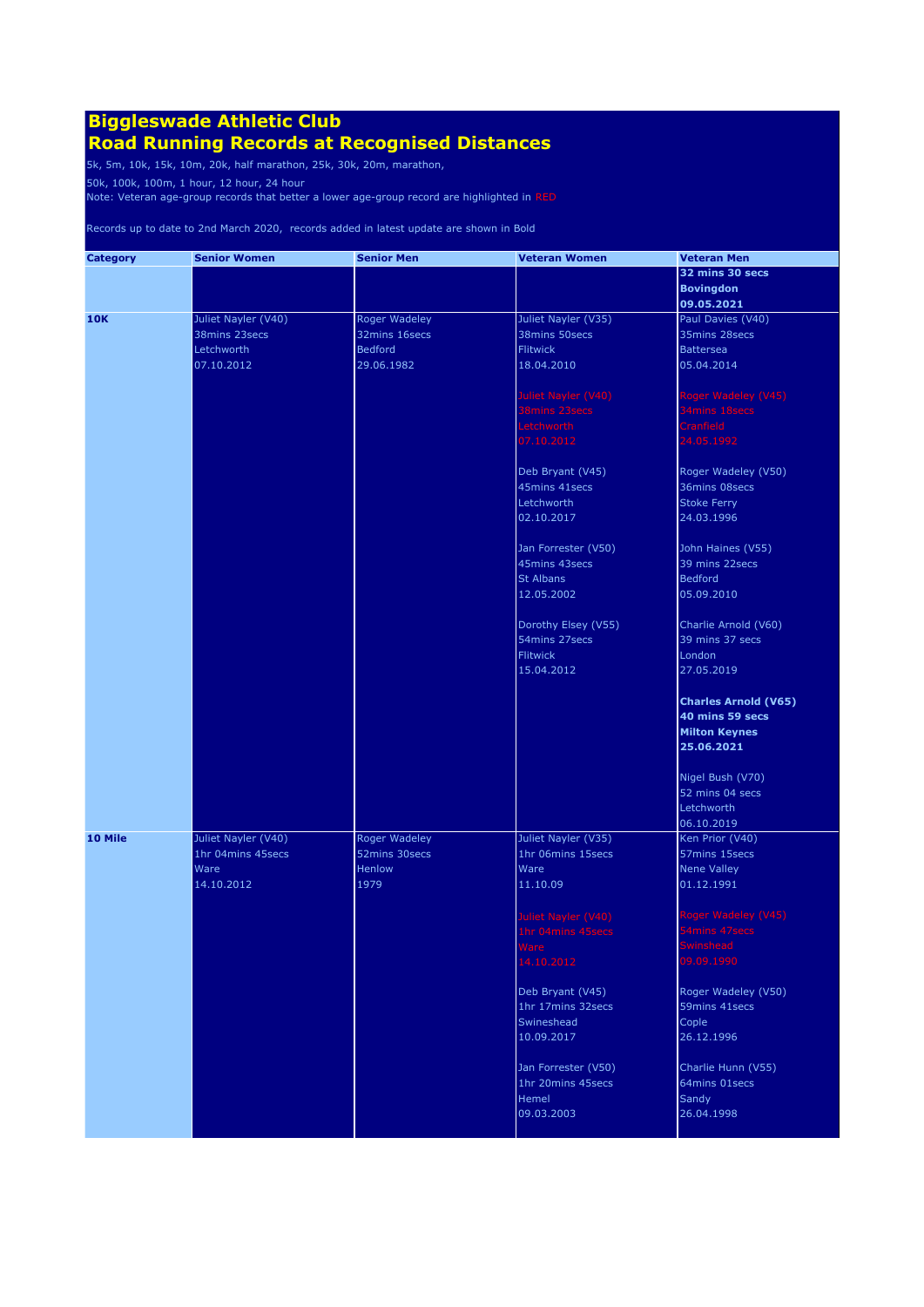# Biggleswade Athletic Club
# Road Running Records at Recognised Distances

5k, 5m, 10k, 15k, 10m, 20k, half marathon, 25k, 30k, 20m, marathon,

50k, 100k, 100m, 1 hour, 12 hour, 24 hour

Note: Veteran age-group records that better a lower age-group record are highlighted in RED

Records up to date to 2nd March 2020, records added in latest update are shown in Bold

| Category | Senior Women | Senior Men | Veteran Women | Veteran Men |
|---|---|---|---|---|
| | | | | **32 mins 30 secs**<br>**Bovingdon**<br>**09.05.2021** |
| **10K** | Juliet Nayler (V40)<br>38mins 23secs<br>Letchworth<br>07.10.2012 | Roger Wadeley<br>32mins 16secs<br>Bedford<br>29.06.1982 | Juliet Nayler (V35)<br>38mins 50secs<br>Flitwick<br>18.04.2010<br><br>Juliet Nayler (V40)<br>38mins 23secs<br>Letchworth<br>07.10.2012<br><br>Deb Bryant (V45)<br>45mins 41secs<br>Letchworth<br>02.10.2017<br><br>Jan Forrester (V50)<br>45mins 43secs<br>St Albans<br>12.05.2002<br><br>Dorothy Elsey (V55)<br>54mins 27secs<br>Flitwick<br>15.04.2012 | Paul Davies (V40)<br>35mins 28secs<br>Battersea<br>05.04.2014<br><br>Roger Wadeley (V45)<br>34mins 18secs<br>Cranfield<br>24.05.1992<br><br>Roger Wadeley (V50)<br>36mins 08secs<br>Stoke Ferry<br>24.03.1996<br><br>John Haines (V55)<br>39 mins 22secs<br>Bedford<br>05.09.2010<br><br>Charlie Arnold (V60)<br>39 mins 37 secs<br>London<br>27.05.2019<br><br>**Charles Arnold (V65)**<br>**40 mins 59 secs**<br>**Milton Keynes**<br>**25.06.2021**<br><br>Nigel Bush (V70)<br>52 mins 04 secs<br>Letchworth<br>06.10.2019 |
| **10 Mile** | Juliet Nayler (V40)<br>1hr 04mins 45secs<br>Ware<br>14.10.2012 | Roger Wadeley<br>52mins 30secs<br>Henlow<br>1979 | Juliet Nayler (V35)<br>1hr 06mins 15secs<br>Ware<br>11.10.09<br><br>Juliet Nayler (V40)<br>1hr 04mins 45secs<br>Ware<br>14.10.2012<br><br>Deb Bryant (V45)<br>1hr 17mins 32secs<br>Swineshead<br>10.09.2017<br><br>Jan Forrester (V50)<br>1hr 20mins 45secs<br>Hemel<br>09.03.2003 | Ken Prior (V40)<br>57mins 15secs<br>Nene Valley<br>01.12.1991<br><br>Roger Wadeley (V45)<br>54mins 47secs<br>Swinshead<br>09.09.1990<br><br>Roger Wadeley (V50)<br>59mins 41secs<br>Cople<br>26.12.1996<br><br>Charlie Hunn (V55)<br>64mins 01secs<br>Sandy<br>26.04.1998 |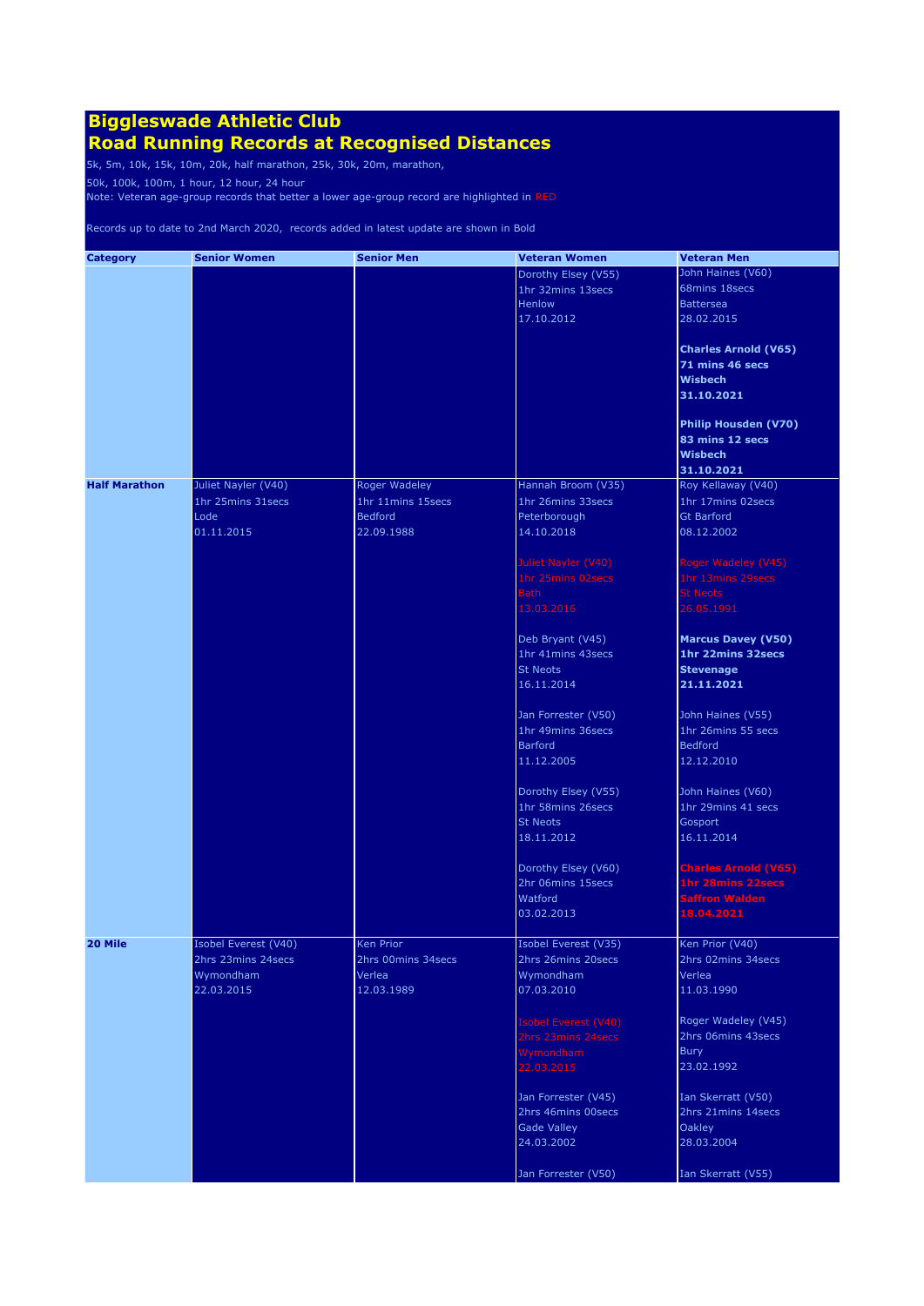# Biggleswade Athletic Club
# Road Running Records at Recognised Distances

5k, 5m, 10k, 15k, 10m, 20k, half marathon, 25k, 30k, 20m, marathon,

50k, 100k, 100m, 1 hour, 12 hour, 24 hour

Note: Veteran age-group records that better a lower age-group record are highlighted in RED

Records up to date to 2nd March 2020, records added in latest update are shown in Bold

| Category | Senior Women | Senior Men | Veteran Women | Veteran Men |
|---|---|---|---|---|
| | | | Dorothy Elsey (V55)<br>1hr 32mins 13secs<br>Henlow<br>17.10.2012 | John Haines (V60)<br>68mins 18secs<br>Battersea<br>28.02.2015<br><br>**Charles Arnold (V65)**<br>**71 mins 46 secs**<br>**Wisbech**<br>**31.10.2021**<br><br>**Philip Housden (V70)**<br>**83 mins 12 secs**<br>**Wisbech**<br>**31.10.2021** |
| **Half Marathon** | Juliet Nayler (V40)<br>1hr 25mins 31secs<br>Lode<br>01.11.2015 | Roger Wadeley<br>1hr 11mins 15secs<br>Bedford<br>22.09.1988 | Hannah Broom (V35)<br>1hr 26mins 33secs<br>Peterborough<br>14.10.2018<br><br>Juliet Nayler (V40)<br>1hr 25mins 02secs<br>Bath<br>13.03.2016<br><br>Deb Bryant (V45)<br>1hr 41mins 43secs<br>St Neots<br>16.11.2014<br><br>Jan Forrester (V50)<br>1hr 49mins 36secs<br>Barford<br>11.12.2005<br><br>Dorothy Elsey (V55)<br>1hr 58mins 26secs<br>St Neots<br>18.11.2012<br><br>Dorothy Elsey (V60)<br>2hr 06mins 15secs<br>Watford<br>03.02.2013 | Roy Kellaway (V40)<br>1hr 17mins 02secs<br>Gt Barford<br>08.12.2002<br><br>Roger Wadeley (V45)<br>1hr 13mins 29secs<br>St Neots<br>26.05.1991<br><br>**Marcus Davey (V50)**<br>**1hr 22mins 32secs**<br>**Stevenage**<br>**21.11.2021**<br><br>John Haines (V55)<br>1hr 26mins 55 secs<br>Bedford<br>12.12.2010<br><br>John Haines (V60)<br>1hr 29mins 41 secs<br>Gosport<br>16.11.2014<br><br>**Charles Arnold (V65)**<br>**1hr 28mins 22secs**<br>**Saffron Walden**<br>**18.04.2021** |
| **20 Mile** | Isobel Everest (V40)<br>2hrs 23mins 24secs<br>Wymondham<br>22.03.2015 | Ken Prior<br>2hrs 00mins 34secs<br>Verlea<br>12.03.1989 | Isobel Everest (V35)<br>2hrs 26mins 20secs<br>Wymondham<br>07.03.2010<br><br>Isobel Everest (V40)<br>2hrs 23mins 24secs<br>Wymondham<br>22.03.2015<br><br>Jan Forrester (V45)<br>2hrs 46mins 00secs<br>Gade Valley<br>24.03.2002<br><br>Jan Forrester (V50) | Ken Prior (V40)<br>2hrs 02mins 34secs<br>Verlea<br>11.03.1990<br><br>Roger Wadeley (V45)<br>2hrs 06mins 43secs<br>Bury<br>23.02.1992<br><br>Ian Skerratt (V50)<br>2hrs 21mins 14secs<br>Oakley<br>28.03.2004<br><br>Ian Skerratt (V55) |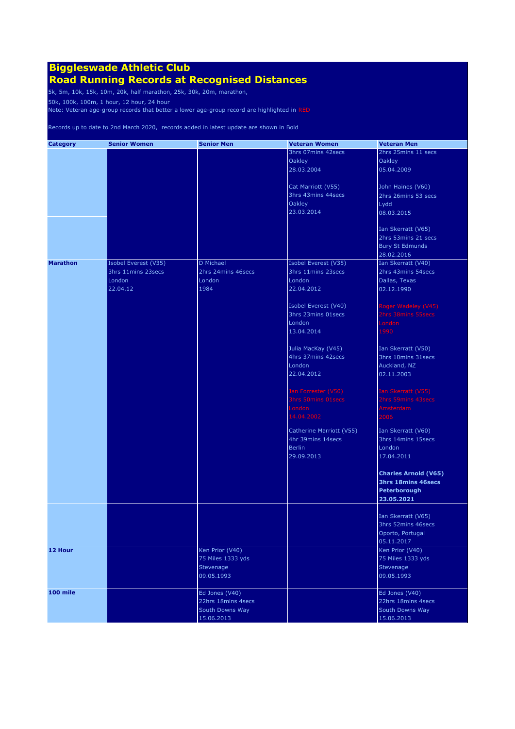# Biggleswade Athletic Club
# Road Running Records at Recognised Distances

5k, 5m, 10k, 15k, 10m, 20k, half marathon, 25k, 30k, 20m, marathon,

50k, 100k, 100m, 1 hour, 12 hour, 24 hour

Note: Veteran age-group records that better a lower age-group record are highlighted in RED

Records up to date to 2nd March 2020, records added in latest update are shown in Bold

| Category | Senior Women | Senior Men | Veteran Women | Veteran Men |
|---|---|---|---|---|
| | | | 3hrs 07mins 42secs<br>Oakley<br>28.03.2004<br><br>Cat Marriott (V55)<br>3hrs 43mins 44secs<br>Oakley<br>23.03.2014 | 2hrs 25mins 11 secs<br>Oakley<br>05.04.2009<br><br>John Haines (V60)<br>2hrs 26mins 53 secs<br>Lydd<br>08.03.2015<br><br>Ian Skerratt (V65)<br>2hrs 53mins 21 secs<br>Bury St Edmunds<br>28.02.2016 |
| **Marathon** | Isobel Everest (V35)<br>3hrs 11mins 23secs<br>London<br>22.04.12 | D Michael<br>2hrs 24mins 46secs<br>London<br>1984 | Isobel Everest (V35)<br>3hrs 11mins 23secs<br>London<br>22.04.2012<br><br>Isobel Everest (V40)<br>3hrs 23mins 01secs<br>London<br>13.04.2014<br><br>Julia MacKay (V45)<br>4hrs 37mins 42secs<br>London<br>22.04.2012<br><br>Jan Forrester (V50)<br>3hrs 50mins 01secs<br>London<br>14.04.2002<br><br>Catherine Marriott (V55)<br>4hr 39mins 14secs<br>Berlin<br>29.09.2013 | Ian Skerratt (V40)<br>2hrs 43mins 54secs<br>Dallas, Texas<br>02.12.1990<br><br>Roger Wadeley (V45)<br>2hrs 38mins 55secs<br>London<br>1990<br><br>Ian Skerratt (V50)<br>3hrs 10mins 31secs<br>Auckland, NZ<br>02.11.2003<br><br>Ian Skerratt (V55)<br>2hrs 59mins 43secs<br>Amsterdam<br>2006<br><br>Ian Skerratt (V60)<br>3hrs 14mins 15secs<br>London<br>17.04.2011<br><br>**Charles Arnold (V65)**<br>**3hrs 18mins 46secs**<br>**Peterborough**<br>**23.05.2021** |
| | | | | Ian Skerratt (V65)<br>3hrs 52mins 46secs<br>Oporto, Portugal<br>05.11.2017 |
| **12 Hour** | | Ken Prior (V40)<br>75 Miles 1333 yds<br>Stevenage<br>09.05.1993 | | Ken Prior (V40)<br>75 Miles 1333 yds<br>Stevenage<br>09.05.1993 |
| **100 mile** | | Ed Jones (V40)<br>22hrs 18mins 4secs<br>South Downs Way<br>15.06.2013 | | Ed Jones (V40)<br>22hrs 18mins 4secs<br>South Downs Way<br>15.06.2013 |